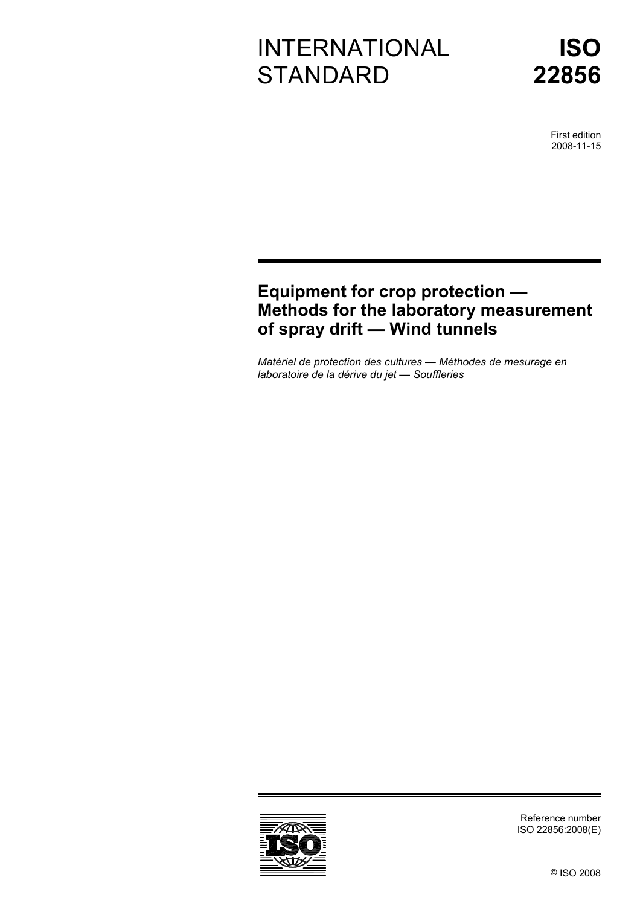# INTERNATIONAL STANDARD

# ISO 22856

First edition
2008-11-15

## Equipment for crop protection — Methods for the laboratory measurement of spray drift — Wind tunnels

*Matériel de protection des cultures — Méthodes de mesurage en laboratoire de la dérive du jet — Souffleries*

Reference number
ISO 22856:2008(E)

© ISO 2008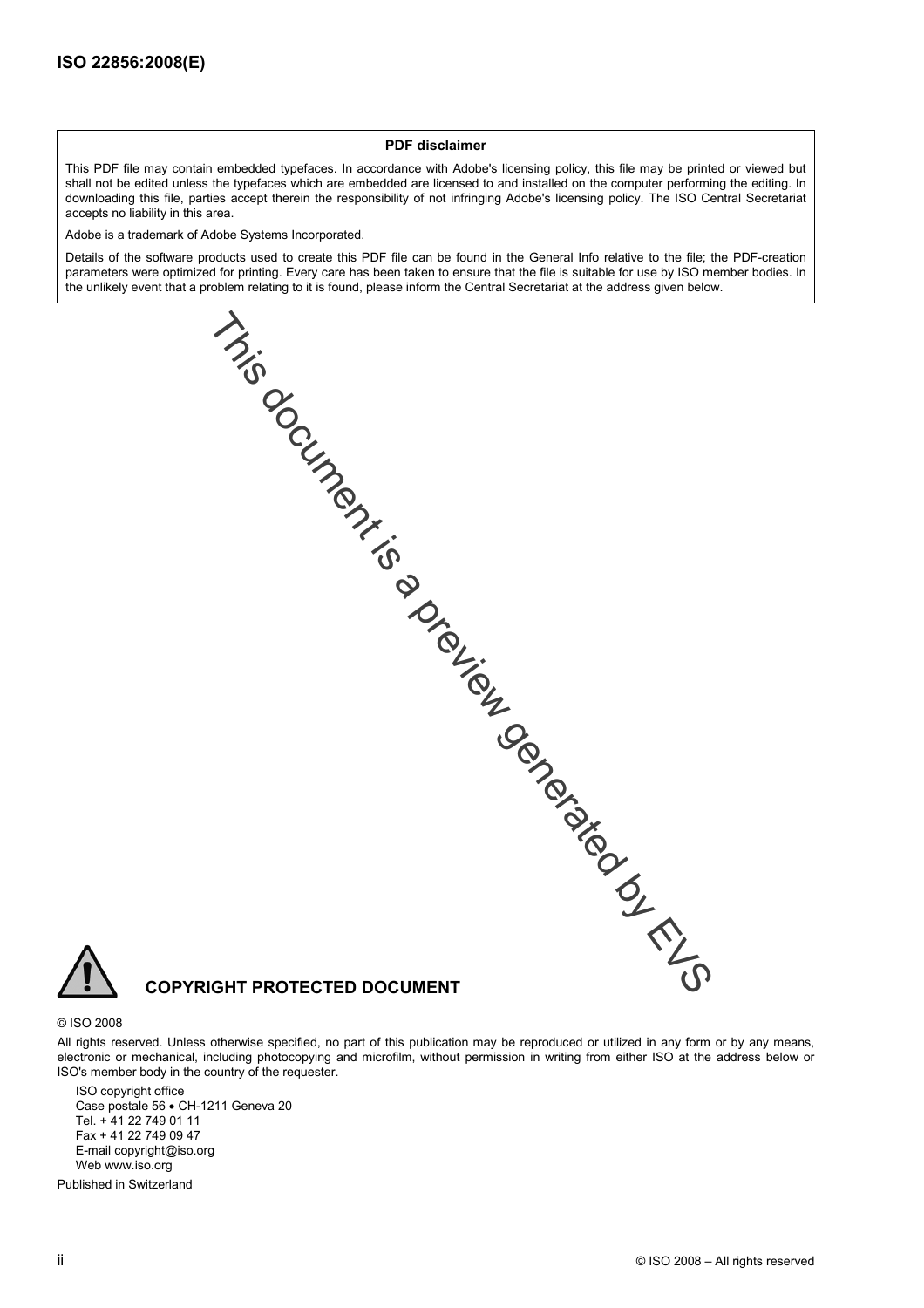**PDF disclaimer**

This PDF file may contain embedded typefaces. In accordance with Adobe's licensing policy, this file may be printed or viewed but shall not be edited unless the typefaces which are embedded are licensed to and installed on the computer performing the editing. In downloading this file, parties accept therein the responsibility of not infringing Adobe's licensing policy. The ISO Central Secretariat accepts no liability in this area.

Adobe is a trademark of Adobe Systems Incorporated.

Details of the software products used to create this PDF file can be found in the General Info relative to the file; the PDF-creation parameters were optimized for printing. Every care has been taken to ensure that the file is suitable for use by ISO member bodies. In the unlikely event that a problem relating to it is found, please inform the Central Secretariat at the address given below.

This document is a preview generated by EVS

**COPYRIGHT PROTECTED DOCUMENT**

© ISO 2008

All rights reserved. Unless otherwise specified, no part of this publication may be reproduced or utilized in any form or by any means, electronic or mechanical, including photocopying and microfilm, without permission in writing from either ISO at the address below or ISO's member body in the country of the requester.

ISO copyright office
Case postale 56 • CH-1211 Geneva 20
Tel. + 41 22 749 01 11
Fax + 41 22 749 09 47
E-mail copyright@iso.org
Web www.iso.org

Published in Switzerland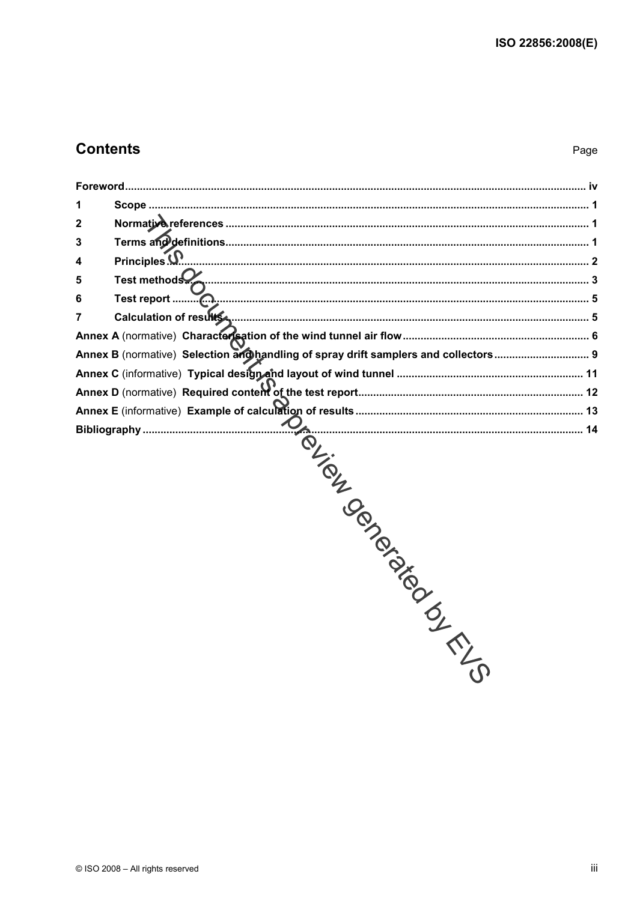## Contents

| | | Page |
|---|---|---|
| **Foreword** | | iv |
| **1** | **Scope** | 1 |
| **2** | **Normative references** | 1 |
| **3** | **Terms and definitions** | 1 |
| **4** | **Principles** | 2 |
| **5** | **Test methods** | 3 |
| **6** | **Test report** | 5 |
| **7** | **Calculation of results** | 5 |
| **Annex A** (normative) **Characterisation of the wind tunnel air flow** | | 6 |
| **Annex B** (normative) **Selection and handling of spray drift samplers and collectors** | | 9 |
| **Annex C** (informative) **Typical design and layout of wind tunnel** | | 11 |
| **Annex D** (normative) **Required content of the test report** | | 12 |
| **Annex E** (informative) **Example of calculation of results** | | 13 |
| **Bibliography** | | 14 |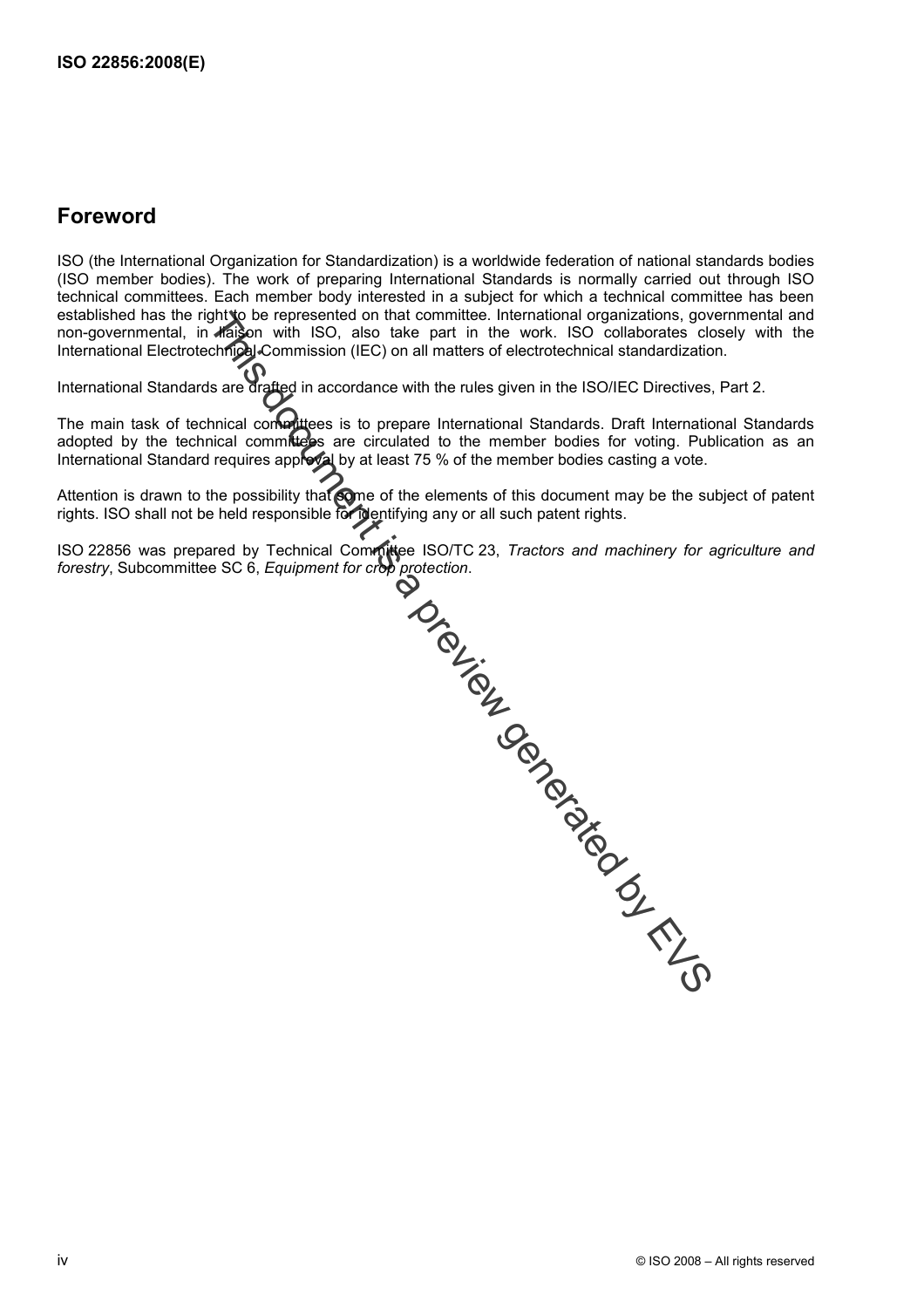## Foreword

ISO (the International Organization for Standardization) is a worldwide federation of national standards bodies (ISO member bodies). The work of preparing International Standards is normally carried out through ISO technical committees. Each member body interested in a subject for which a technical committee has been established has the right to be represented on that committee. International organizations, governmental and non-governmental, in liaison with ISO, also take part in the work. ISO collaborates closely with the International Electrotechnical Commission (IEC) on all matters of electrotechnical standardization.

International Standards are drafted in accordance with the rules given in the ISO/IEC Directives, Part 2.

The main task of technical committees is to prepare International Standards. Draft International Standards adopted by the technical committees are circulated to the member bodies for voting. Publication as an International Standard requires approval by at least 75 % of the member bodies casting a vote.

Attention is drawn to the possibility that some of the elements of this document may be the subject of patent rights. ISO shall not be held responsible for identifying any or all such patent rights.

ISO 22856 was prepared by Technical Committee ISO/TC 23, *Tractors and machinery for agriculture and forestry*, Subcommittee SC 6, *Equipment for crop protection*.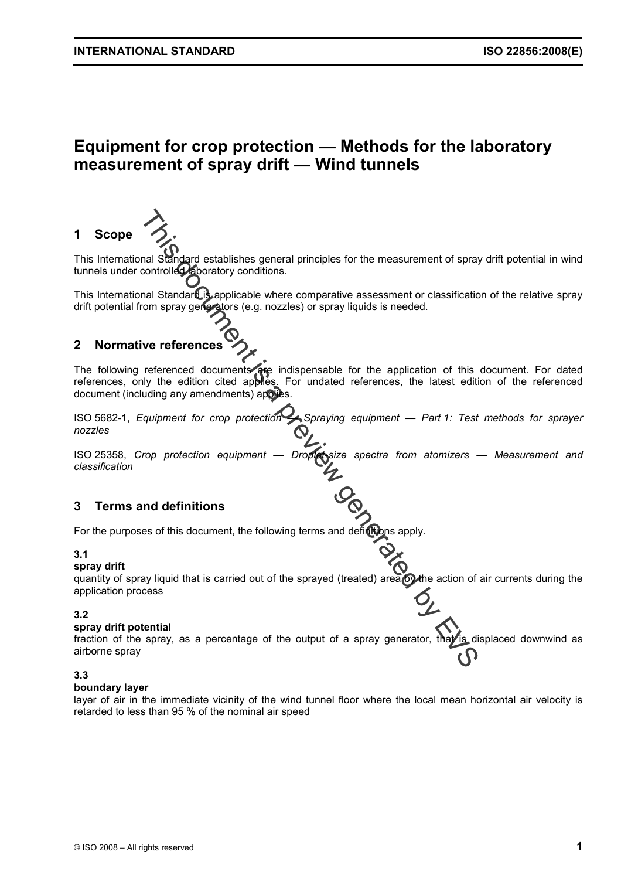# Equipment for crop protection — Methods for the laboratory measurement of spray drift — Wind tunnels

## 1 Scope

This International Standard establishes general principles for the measurement of spray drift potential in wind tunnels under controlled laboratory conditions.

This International Standard is applicable where comparative assessment or classification of the relative spray drift potential from spray generators (e.g. nozzles) or spray liquids is needed.

## 2 Normative references

The following referenced documents are indispensable for the application of this document. For dated references, only the edition cited applies. For undated references, the latest edition of the referenced document (including any amendments) applies.

ISO 5682-1, *Equipment for crop protection — Spraying equipment — Part 1: Test methods for sprayer nozzles*

ISO 25358, *Crop protection equipment — Droplet-size spectra from atomizers — Measurement and classification*

## 3 Terms and definitions

For the purposes of this document, the following terms and definitions apply.

**3.1**
**spray drift**
quantity of spray liquid that is carried out of the sprayed (treated) area by the action of air currents during the application process

**3.2**
**spray drift potential**
fraction of the spray, as a percentage of the output of a spray generator, that is displaced downwind as airborne spray

**3.3**
**boundary layer**
layer of air in the immediate vicinity of the wind tunnel floor where the local mean horizontal air velocity is retarded to less than 95 % of the nominal air speed